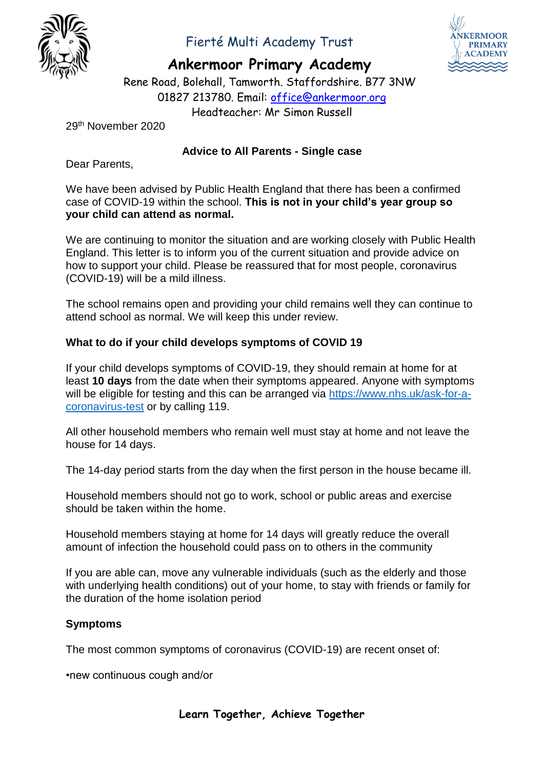Fierté Multi Academy Trust

# Ankermoor Primary Academy

Rene Road, Bolehall, Tamworth. Staffordshire. B77 3NW
01827 213780. Email: office@ankermoor.org
Headteacher: Mr Simon Russell

29th November 2020

**Advice to All Parents - Single case**

Dear Parents,

We have been advised by Public Health England that there has been a confirmed case of COVID-19 within the school. **This is not in your child's year group so your child can attend as normal.**

We are continuing to monitor the situation and are working closely with Public Health England. This letter is to inform you of the current situation and provide advice on how to support your child. Please be reassured that for most people, coronavirus (COVID-19) will be a mild illness.

The school remains open and providing your child remains well they can continue to attend school as normal. We will keep this under review.

**What to do if your child develops symptoms of COVID 19**

If your child develops symptoms of COVID-19, they should remain at home for at least **10 days** from the date when their symptoms appeared. Anyone with symptoms will be eligible for testing and this can be arranged via https://www.nhs.uk/ask-for-a-coronavirus-test or by calling 119.

All other household members who remain well must stay at home and not leave the house for 14 days.

The 14-day period starts from the day when the first person in the house became ill.

Household members should not go to work, school or public areas and exercise should be taken within the home.

Household members staying at home for 14 days will greatly reduce the overall amount of infection the household could pass on to others in the community

If you are able can, move any vulnerable individuals (such as the elderly and those with underlying health conditions) out of your home, to stay with friends or family for the duration of the home isolation period

**Symptoms**

The most common symptoms of coronavirus (COVID-19) are recent onset of:

•new continuous cough and/or

**Learn Together, Achieve Together**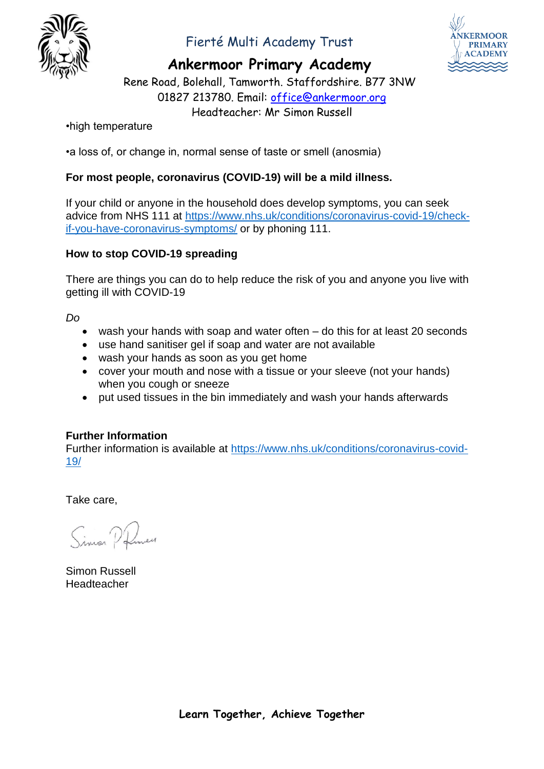•high temperature

•a loss of, or change in, normal sense of taste or smell (anosmia)

**For most people, coronavirus (COVID-19) will be a mild illness.**

If your child or anyone in the household does develop symptoms, you can seek advice from NHS 111 at https://www.nhs.uk/conditions/coronavirus-covid-19/check-if-you-have-coronavirus-symptoms/ or by phoning 111.

**How to stop COVID-19 spreading**

There are things you can do to help reduce the risk of you and anyone you live with getting ill with COVID-19

*Do*

- wash your hands with soap and water often – do this for at least 20 seconds
- use hand sanitiser gel if soap and water are not available
- wash your hands as soon as you get home
- cover your mouth and nose with a tissue or your sleeve (not your hands) when you cough or sneeze
- put used tissues in the bin immediately and wash your hands afterwards

**Further Information**
Further information is available at https://www.nhs.uk/conditions/coronavirus-covid-19/

Take care,

Simon Russell
Headteacher